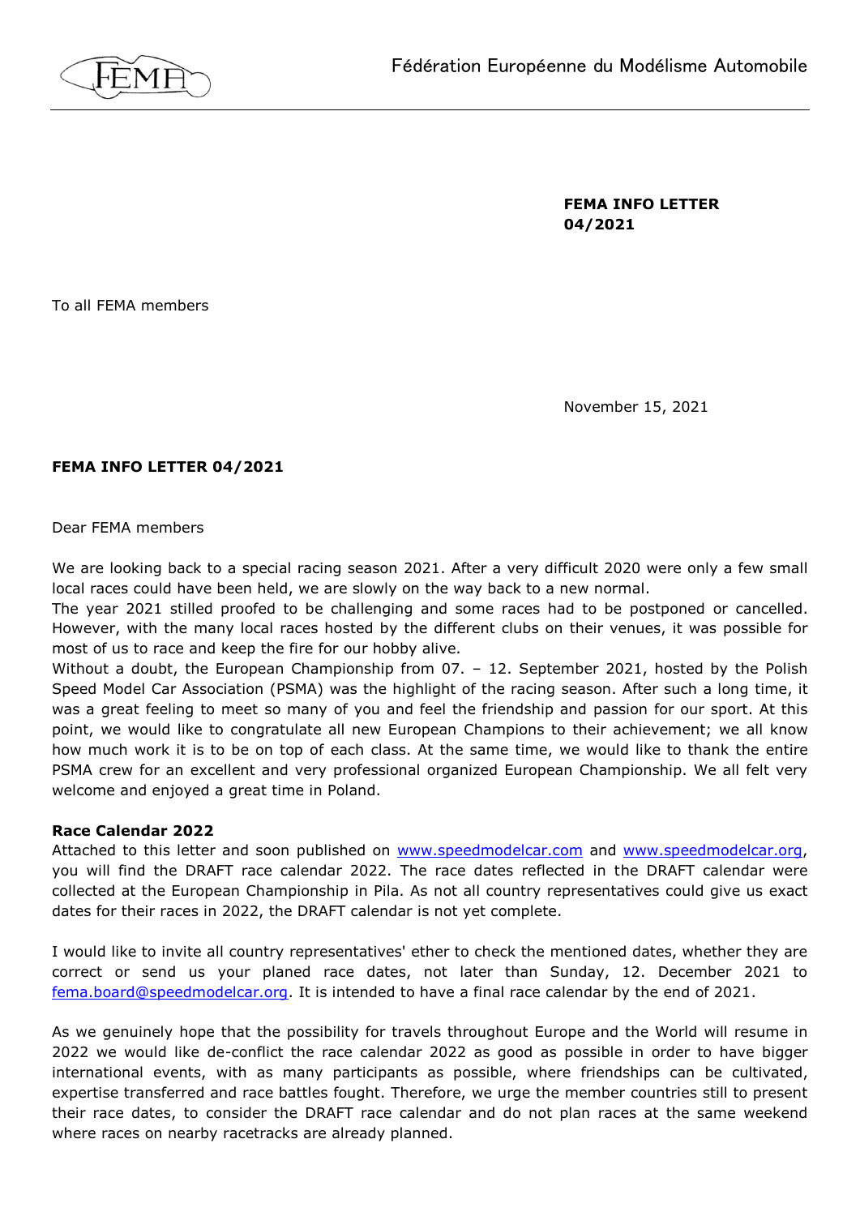Fédération Européenne du Modélisme Automobile

**FEMA INFO LETTER 04/2021**

To all FEMA members

November 15, 2021

**FEMA INFO LETTER 04/2021**

Dear FEMA members

We are looking back to a special racing season 2021. After a very difficult 2020 were only a few small local races could have been held, we are slowly on the way back to a new normal.
The year 2021 stilled proofed to be challenging and some races had to be postponed or cancelled. However, with the many local races hosted by the different clubs on their venues, it was possible for most of us to race and keep the fire for our hobby alive.
Without a doubt, the European Championship from 07. – 12. September 2021, hosted by the Polish Speed Model Car Association (PSMA) was the highlight of the racing season. After such a long time, it was a great feeling to meet so many of you and feel the friendship and passion for our sport. At this point, we would like to congratulate all new European Champions to their achievement; we all know how much work it is to be on top of each class. At the same time, we would like to thank the entire PSMA crew for an excellent and very professional organized European Championship. We all felt very welcome and enjoyed a great time in Poland.

**Race Calendar 2022**
Attached to this letter and soon published on www.speedmodelcar.com and www.speedmodelcar.org, you will find the DRAFT race calendar 2022. The race dates reflected in the DRAFT calendar were collected at the European Championship in Pila. As not all country representatives could give us exact dates for their races in 2022, the DRAFT calendar is not yet complete.

I would like to invite all country representatives' ether to check the mentioned dates, whether they are correct or send us your planed race dates, not later than Sunday, 12. December 2021 to fema.board@speedmodelcar.org. It is intended to have a final race calendar by the end of 2021.

As we genuinely hope that the possibility for travels throughout Europe and the World will resume in 2022 we would like de-conflict the race calendar 2022 as good as possible in order to have bigger international events, with as many participants as possible, where friendships can be cultivated, expertise transferred and race battles fought. Therefore, we urge the member countries still to present their race dates, to consider the DRAFT race calendar and do not plan races at the same weekend where races on nearby racetracks are already planned.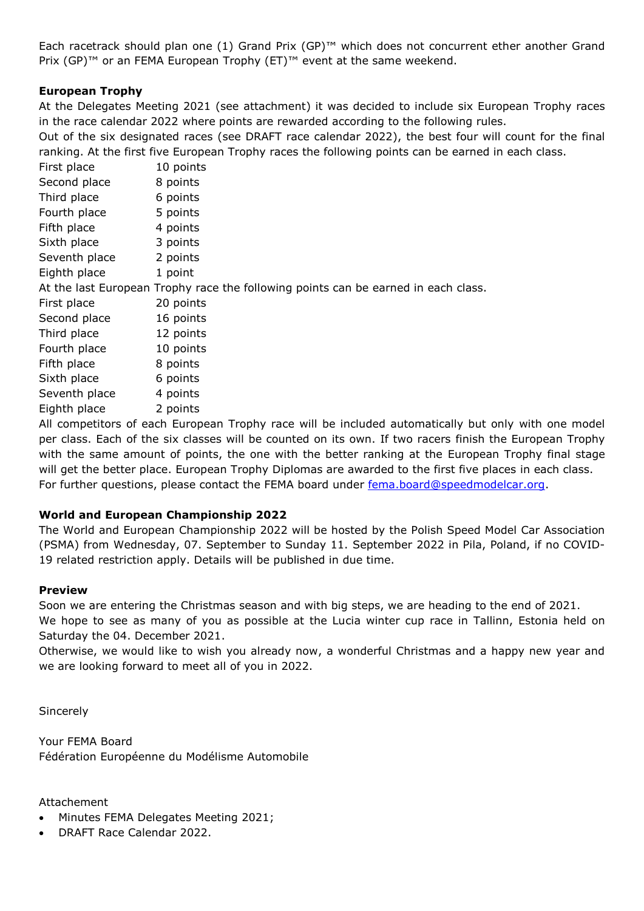Each racetrack should plan one (1) Grand Prix (GP)™ which does not concurrent ether another Grand Prix (GP)™ or an FEMA European Trophy (ET)™ event at the same weekend.

**European Trophy**

At the Delegates Meeting 2021 (see attachment) it was decided to include six European Trophy races in the race calendar 2022 where points are rewarded according to the following rules.
Out of the six designated races (see DRAFT race calendar 2022), the best four will count for the final ranking. At the first five European Trophy races the following points can be earned in each class.

| | |
|---|---|
| First place | 10 points |
| Second place | 8 points |
| Third place | 6 points |
| Fourth place | 5 points |
| Fifth place | 4 points |
| Sixth place | 3 points |
| Seventh place | 2 points |
| Eighth place | 1 point |

At the last European Trophy race the following points can be earned in each class.

| | |
|---|---|
| First place | 20 points |
| Second place | 16 points |
| Third place | 12 points |
| Fourth place | 10 points |
| Fifth place | 8 points |
| Sixth place | 6 points |
| Seventh place | 4 points |
| Eighth place | 2 points |

All competitors of each European Trophy race will be included automatically but only with one model per class. Each of the six classes will be counted on its own. If two racers finish the European Trophy with the same amount of points, the one with the better ranking at the European Trophy final stage will get the better place. European Trophy Diplomas are awarded to the first five places in each class.
For further questions, please contact the FEMA board under fema.board@speedmodelcar.org.

**World and European Championship 2022**

The World and European Championship 2022 will be hosted by the Polish Speed Model Car Association (PSMA) from Wednesday, 07. September to Sunday 11. September 2022 in Pila, Poland, if no COVID-19 related restriction apply. Details will be published in due time.

**Preview**

Soon we are entering the Christmas season and with big steps, we are heading to the end of 2021.
We hope to see as many of you as possible at the Lucia winter cup race in Tallinn, Estonia held on Saturday the 04. December 2021.
Otherwise, we would like to wish you already now, a wonderful Christmas and a happy new year and we are looking forward to meet all of you in 2022.

Sincerely

Your FEMA Board
Fédération Européenne du Modélisme Automobile

Attachement

- Minutes FEMA Delegates Meeting 2021;
- DRAFT Race Calendar 2022.